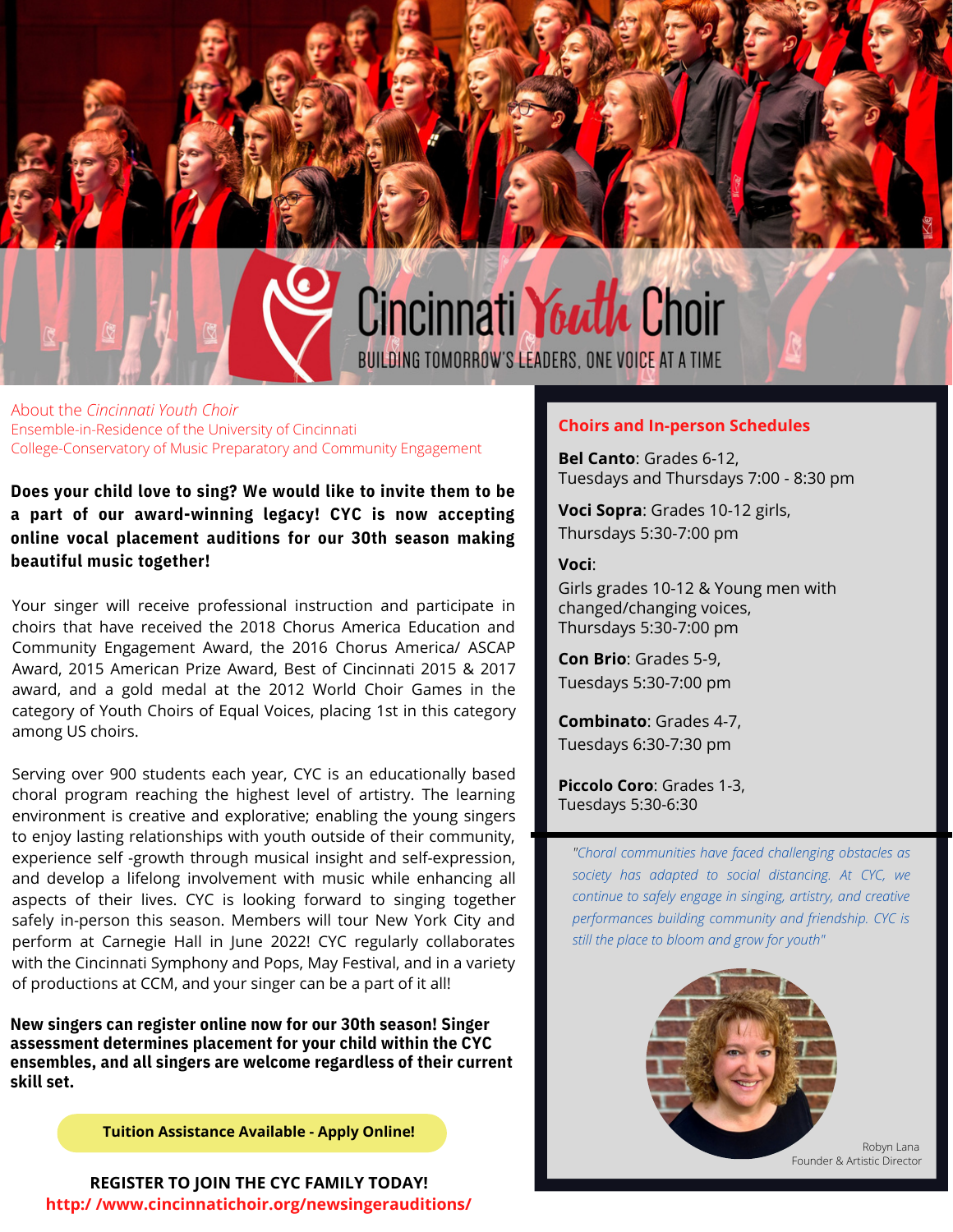# Cincinnati Youth Choir

BUILDING TOMORROW'S LEADERS, ONE VOICE AT A TIME

About the *Cincinnati Youth Choir*
Ensemble-in-Residence of the University of Cincinnati
College-Conservatory of Music Preparatory and Community Engagement

**Does your child love to sing? We would like to invite them to be a part of our award-winning legacy! CYC is now accepting online vocal placement auditions for our 30th season making beautiful music together!**

Your singer will receive professional instruction and participate in choirs that have received the 2018 Chorus America Education and Community Engagement Award, the 2016 Chorus America/ ASCAP Award, 2015 American Prize Award, Best of Cincinnati 2015 & 2017 award, and a gold medal at the 2012 World Choir Games in the category of Youth Choirs of Equal Voices, placing 1st in this category among US choirs.

Serving over 900 students each year, CYC is an educationally based choral program reaching the highest level of artistry. The learning environment is creative and explorative; enabling the young singers to enjoy lasting relationships with youth outside of their community, experience self -growth through musical insight and self-expression, and develop a lifelong involvement with music while enhancing all aspects of their lives. CYC is looking forward to singing together safely in-person this season. Members will tour New York City and perform at Carnegie Hall in June 2022! CYC regularly collaborates with the Cincinnati Symphony and Pops, May Festival, and in a variety of productions at CCM, and your singer can be a part of it all!

**New singers can register online now for our 30th season! Singer assessment determines placement for your child within the CYC ensembles, and all singers are welcome regardless of their current skill set.**

**Tuition Assistance Available - Apply Online!**

**REGISTER TO JOIN THE CYC FAMILY TODAY!**
**http:/ /www.cincinnatichoir.org/newsingerauditions/**

## Choirs and In-person Schedules

**Bel Canto**: Grades 6-12,
Tuesdays and Thursdays 7:00 - 8:30 pm

**Voci Sopra**: Grades 10-12 girls,
Thursdays 5:30-7:00 pm

**Voci**:
Girls grades 10-12 & Young men with changed/changing voices,
Thursdays 5:30-7:00 pm

**Con Brio**: Grades 5-9,
Tuesdays 5:30-7:00 pm

**Combinato**: Grades 4-7,
Tuesdays 6:30-7:30 pm

**Piccolo Coro**: Grades 1-3,
Tuesdays 5:30-6:30

*"Choral communities have faced challenging obstacles as society has adapted to social distancing. At CYC, we continue to safely engage in singing, artistry, and creative performances building community and friendship. CYC is still the place to bloom and grow for youth"*

Robyn Lana
Founder & Artistic Director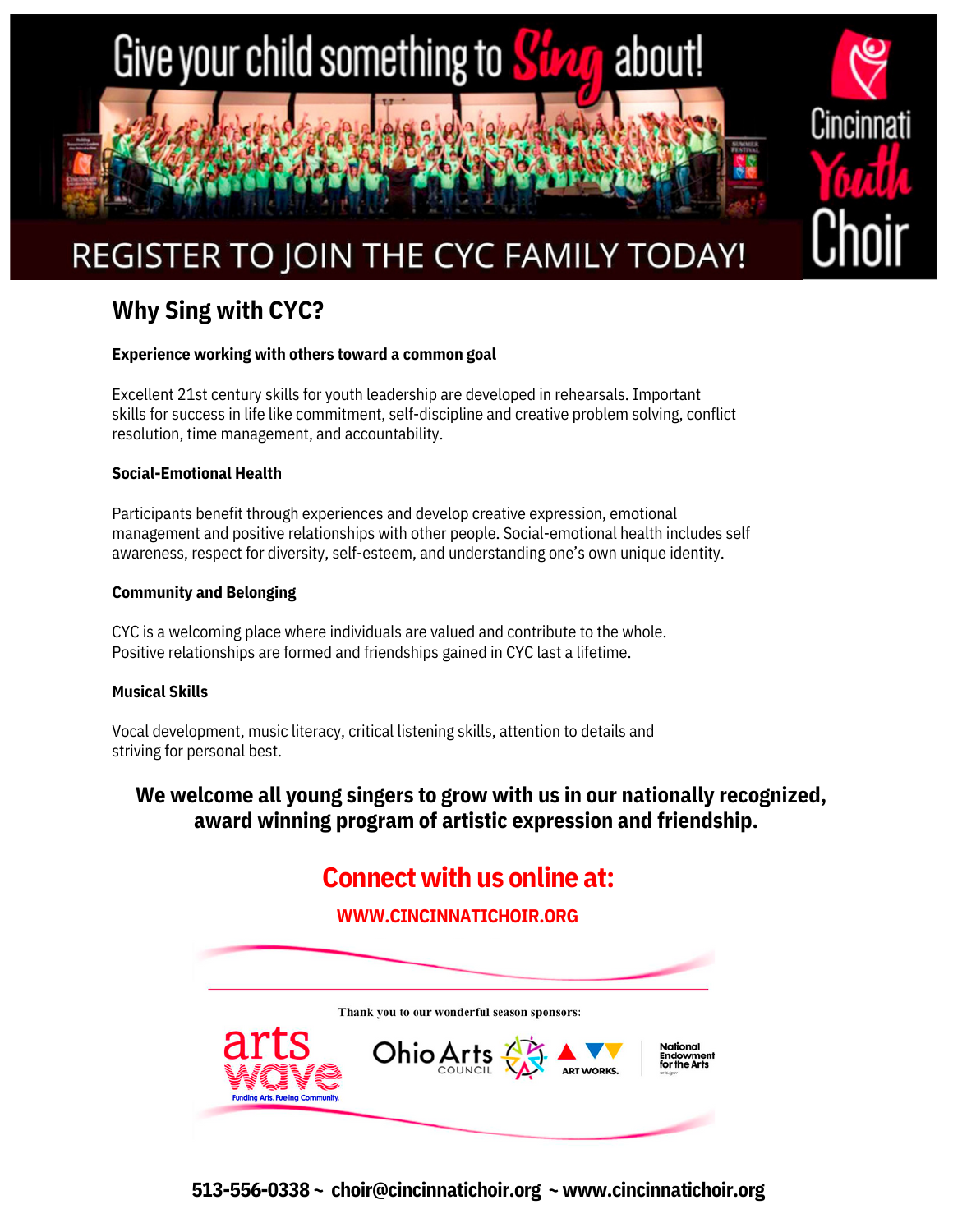# Give your child something to Sing about!

Cincinnati Youth Choir

REGISTER TO JOIN THE CYC FAMILY TODAY!

## Why Sing with CYC?

**Experience working with others toward a common goal**

Excellent 21st century skills for youth leadership are developed in rehearsals. Important skills for success in life like commitment, self-discipline and creative problem solving, conflict resolution, time management, and accountability.

**Social-Emotional Health**

Participants benefit through experiences and develop creative expression, emotional management and positive relationships with other people. Social-emotional health includes self awareness, respect for diversity, self-esteem, and understanding one's own unique identity.

**Community and Belonging**

CYC is a welcoming place where individuals are valued and contribute to the whole. Positive relationships are formed and friendships gained in CYC last a lifetime.

**Musical Skills**

Vocal development, music literacy, critical listening skills, attention to details and striving for personal best.

**We welcome all young singers to grow with us in our nationally recognized, award winning program of artistic expression and friendship.**

## Connect with us online at:

**WWW.CINCINNATICHOIR.ORG**

Thank you to our wonderful season sponsors:

artswave — Funding Arts. Fueling Community.

Ohio Arts Council

ART WORKS. National Endowment for the Arts

**513-556-0338 ~ choir@cincinnatichoir.org ~ www.cincinnatichoir.org**